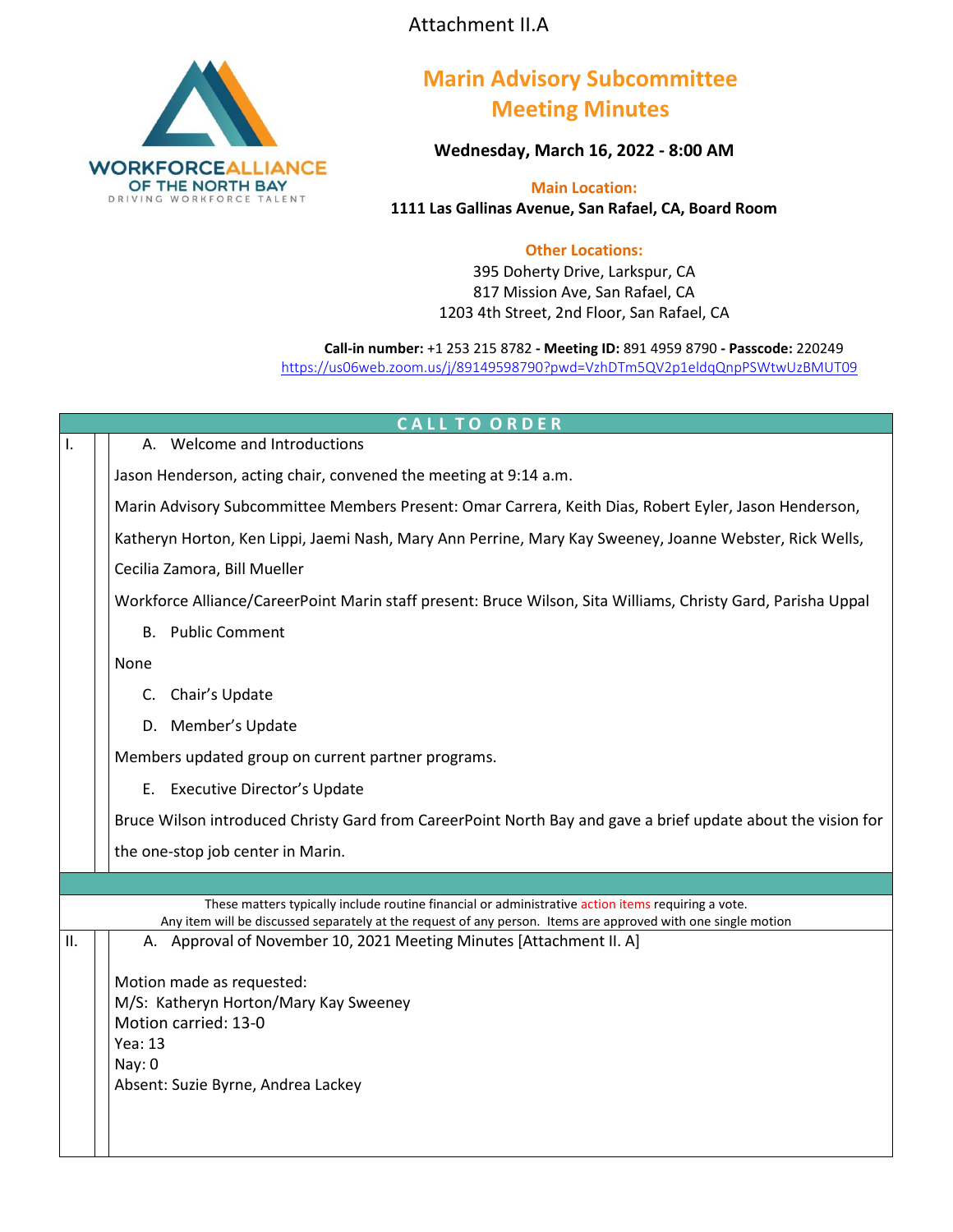Attachment II.A

WORKFORCEALLIANCE OF THE NORTH BAY
DRIVING WORKFORCE TALENT

# Marin Advisory Subcommittee Meeting Minutes

**Wednesday, March 16, 2022 - 8:00 AM**

**Main Location:**
**1111 Las Gallinas Avenue, San Rafael, CA, Board Room**

**Other Locations:**
395 Doherty Drive, Larkspur, CA
817 Mission Ave, San Rafael, CA
1203 4th Street, 2nd Floor, San Rafael, CA

**Call-in number:** +1 253 215 8782 **- Meeting ID:** 891 4959 8790 **- Passcode:** 220249
https://us06web.zoom.us/j/89149598790?pwd=VzhDTm5QV2p1eldqQnpPSWtwUzBMUT09

## CALL TO ORDER

**I.**

A. Welcome and Introductions

Jason Henderson, acting chair, convened the meeting at 9:14 a.m.

Marin Advisory Subcommittee Members Present: Omar Carrera, Keith Dias, Robert Eyler, Jason Henderson, Katheryn Horton, Ken Lippi, Jaemi Nash, Mary Ann Perrine, Mary Kay Sweeney, Joanne Webster, Rick Wells, Cecilia Zamora, Bill Mueller

Workforce Alliance/CareerPoint Marin staff present: Bruce Wilson, Sita Williams, Christy Gard, Parisha Uppal

B. Public Comment

None

C. Chair's Update

D. Member's Update

Members updated group on current partner programs.

E. Executive Director's Update

Bruce Wilson introduced Christy Gard from CareerPoint North Bay and gave a brief update about the vision for the one-stop job center in Marin.

---

These matters typically include routine financial or administrative action items requiring a vote.
Any item will be discussed separately at the request of any person. Items are approved with one single motion

**II.**

A. Approval of November 10, 2021 Meeting Minutes [Attachment II. A]

Motion made as requested:
M/S: Katheryn Horton/Mary Kay Sweeney
Motion carried: 13-0
Yea: 13
Nay: 0
Absent: Suzie Byrne, Andrea Lackey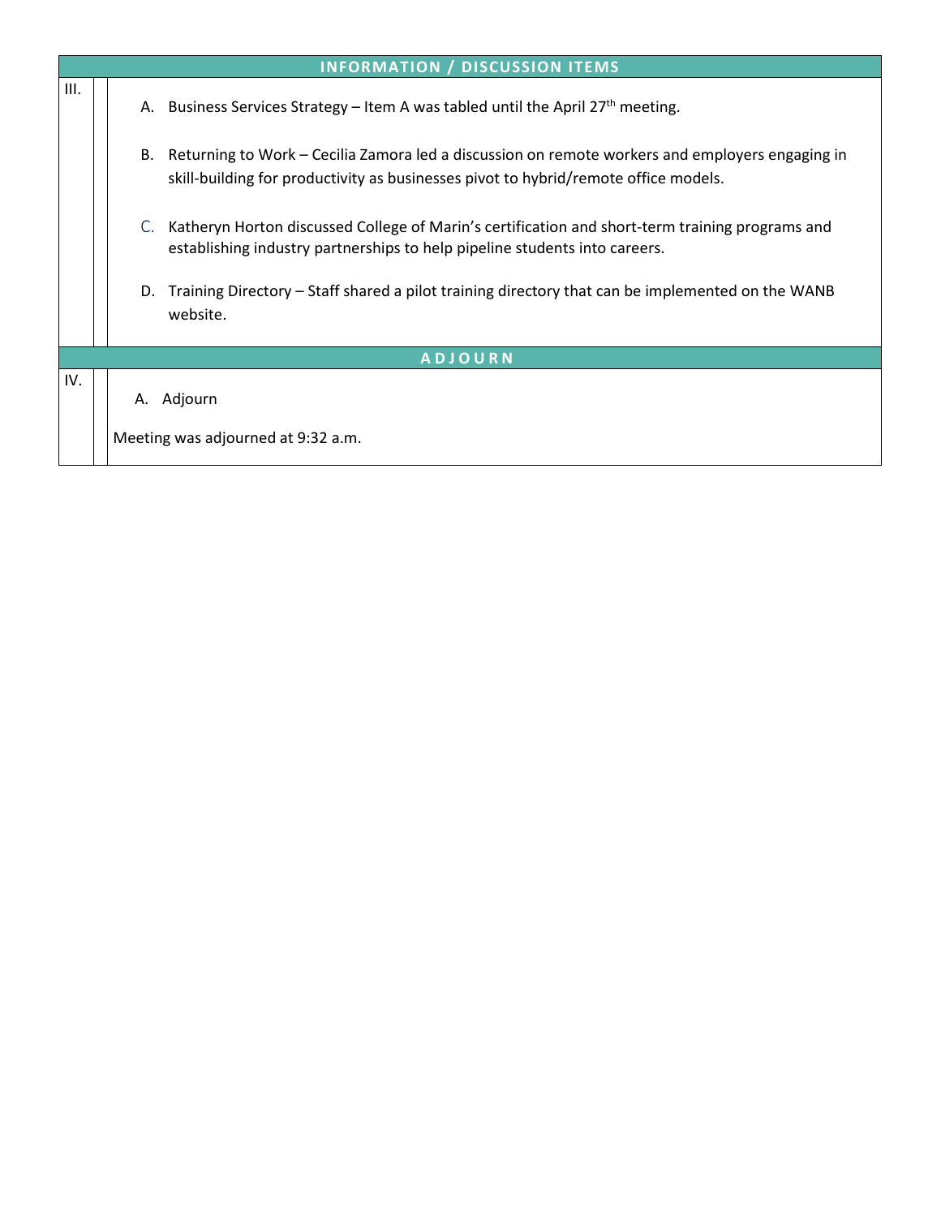## INFORMATION / DISCUSSION ITEMS

III.

A. Business Services Strategy – Item A was tabled until the April 27th meeting.

B. Returning to Work – Cecilia Zamora led a discussion on remote workers and employers engaging in skill-building for productivity as businesses pivot to hybrid/remote office models.

C. Katheryn Horton discussed College of Marin's certification and short-term training programs and establishing industry partnerships to help pipeline students into careers.

D. Training Directory – Staff shared a pilot training directory that can be implemented on the WANB website.

## ADJOURN

IV.

A. Adjourn

Meeting was adjourned at 9:32 a.m.